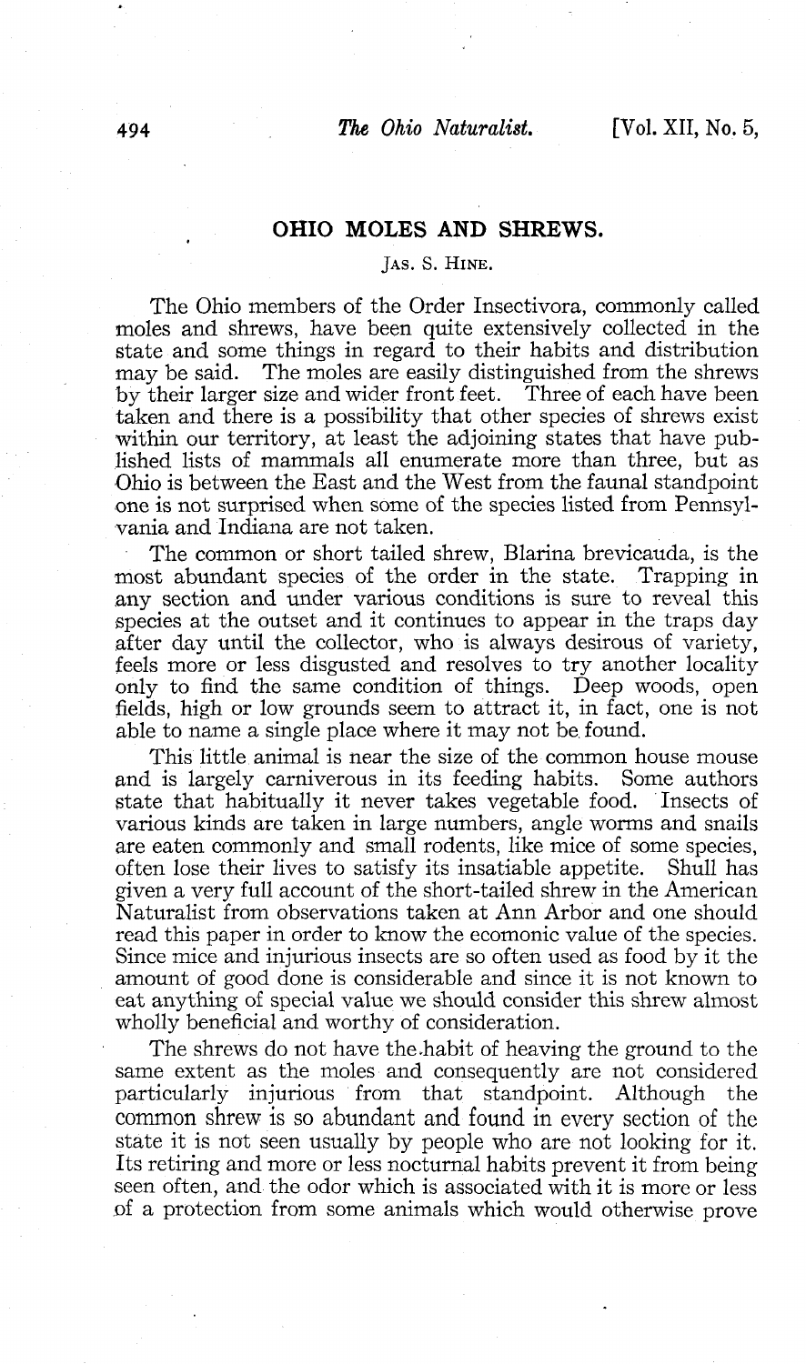# OHIO MOLES AND SHREWS.

JAS. S. HINE.

The Ohio members of the Order Insectivora, commonly called moles and shrews, have been quite extensively collected in the state and some things in regard to their habits and distribution may be said. The moles are easily distinguished from the shrews by their larger size and wider front feet. Three of each have been taken and there is a possibility that other species of shrews exist within our territory, at least the adjoining states that have published lists of mammals all enumerate more than three, but as Ohio is between the East and the West from the faunal standpoint one is not surprised when some of the species listed from Pennsylvania and Indiana are not taken.

The common or short tailed shrew, Blarina brevicauda, is the most abundant species of the order in the state. Trapping in any section and under various conditions is sure to reveal this species at the outset and it continues to appear in the traps day after day until the collector, who is always desirous of variety, feels more or less disgusted and resolves to try another locality only to find the same condition of things. Deep woods, open fields, high or low grounds seem to attract it, in fact, one is not able to name a single place where it may not be found.

This little animal is near the size of the common house mouse and is largely carniverous in its feeding habits. Some authors state that habitually it never takes vegetable food. Insects of various kinds are taken in large numbers, angle worms and snails are eaten commonly and small rodents, like mice of some species, often lose their lives to satisfy its insatiable appetite. Shull has given a very full account of the short-tailed shrew in the American Naturalist from observations taken at Ann Arbor and one should read this paper in order to know the ecomonic value of the species. Since mice and injurious insects are so often used as food by it the amount of good done is considerable and since it is not known to eat anything of special value we should consider this shrew almost wholly beneficial and worthy of consideration.

The shrews do not have the habit of heaving the ground to the same extent as the moles and consequently are not considered particularly injurious from that standpoint. Although the common shrew is so abundant and found in every section of the state it is not seen usually by people who are not looking for it. Its retiring and more or less nocturnal habits prevent it from being seen often, and the odor which is associated with it is more or less of a protection from some animals which would otherwise prove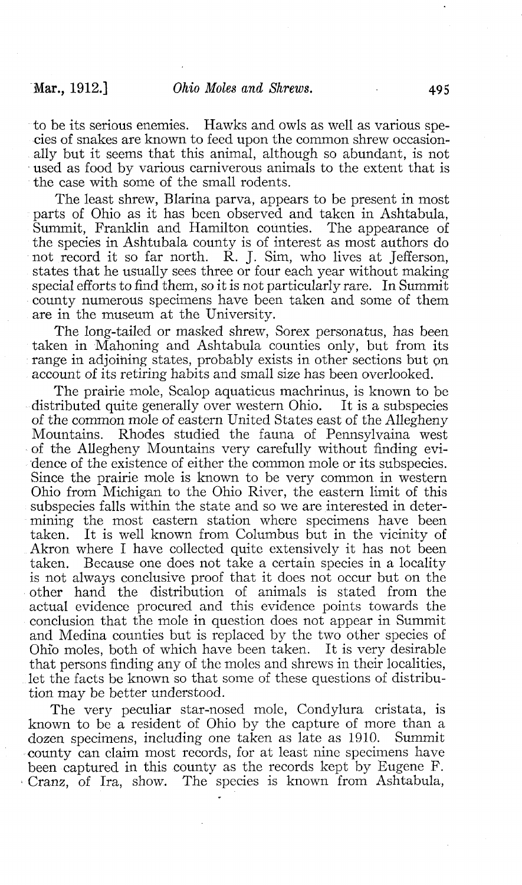to be its serious enemies. Hawks and owls as well as various species of snakes are known to feed upon the common shrew occasionally but it seems that this animal, although so abundant, is not used as food by various carniverous animals to the extent that is the case with some of the small rodents.

The least shrew, Blarina parva, appears to be present in most parts of Ohio as it has been observed and taken in Ashtabula, Summit, Franklin and Hamilton counties. The appearance of the species in Ashtubala county is of interest as most authors do not record it so far north. R. J. Sim, who lives at Jefferson, states that he usually sees three or four each year without making special efforts to find them, so it is not particularly rare. In Summit county numerous specimens have been taken and some of them are in the museum at the University.

The long-tailed or masked shrew, Sorex personatus, has been taken in Mahoning and Ashtabula counties only, but from its range in adjoining states, probably exists in other sections but on account of its retiring habits and small size has been overlooked.

The prairie mole, Scalop aquaticus machrinus, is known to be distributed quite generally over western Ohio. It is a subspecies of the common mole of eastern United States east of the Allegheny Mountains. Rhodes studied the fauna of Pennsylvaina west of the Allegheny Mountains very carefully without finding evidence of the existence of either the common mole or its subspecies. Since the prairie mole is known to be very common in western Ohio from Michigan to the Ohio River, the eastern limit of this subspecies falls within the state and so we are interested in determining the most eastern station where specimens have been taken. It is well known from Columbus but in the vicinity of Akron where I have collected quite extensively it has not been taken. Because one does not take a certain species in a locality is not always conclusive proof that it does not occur but on the other hand the distribution of animals is stated from the actual evidence procured and this evidence points towards the conclusion that the mole in question does not appear in Summit and Medina counties but is replaced by the two other species of Ohio moles, both of which have been taken. It is very desirable that persons finding any of the moles and shrews in their localities, let the facts be known so that some of these questions of distribution may be better understood.

The very peculiar star-nosed mole, Condylura cristata, is known to be a resident of Ohio by the capture of more than a dozen specimens, including one taken as late as 1910. Summit county can claim most records, for at least nine specimens have been captured in this county as the records kept by Eugene F. Cranz, of Ira, show. The species is known from Ashtabula,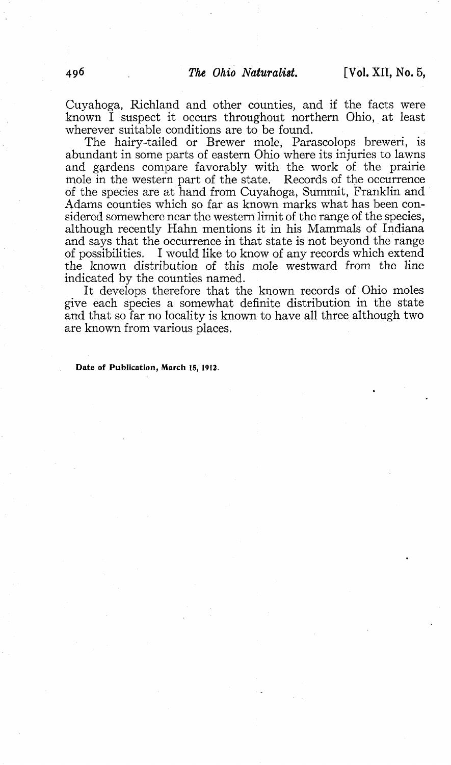Cuyahoga, Richland and other counties, and if the facts were known I suspect it occurs throughout northern Ohio, at least wherever suitable conditions are to be found.

The hairy-tailed or Brewer mole, Parascolops breweri, is abundant in some parts of eastern Ohio where its injuries to lawns and gardens compare favorably with the work of the prairie mole in the western part of the state. Records of the occurrence of the species are at hand from Cuyahoga, Summit, Franklin and Adams counties which so far as known marks what has been considered somewhere near the western limit of the range of the species, although recently Hahn mentions it in his Mammals of Indiana and says that the occurrence in that state is not beyond the range of possibilities. I would like to know of any records which extend the known distribution of this mole westward from the line indicated by the counties named.

It develops therefore that the known records of Ohio moles give each species a somewhat definite distribution in the state and that so far no locality is known to have all three although two are known from various places.

**Date of Publication, March 15, 1912.**